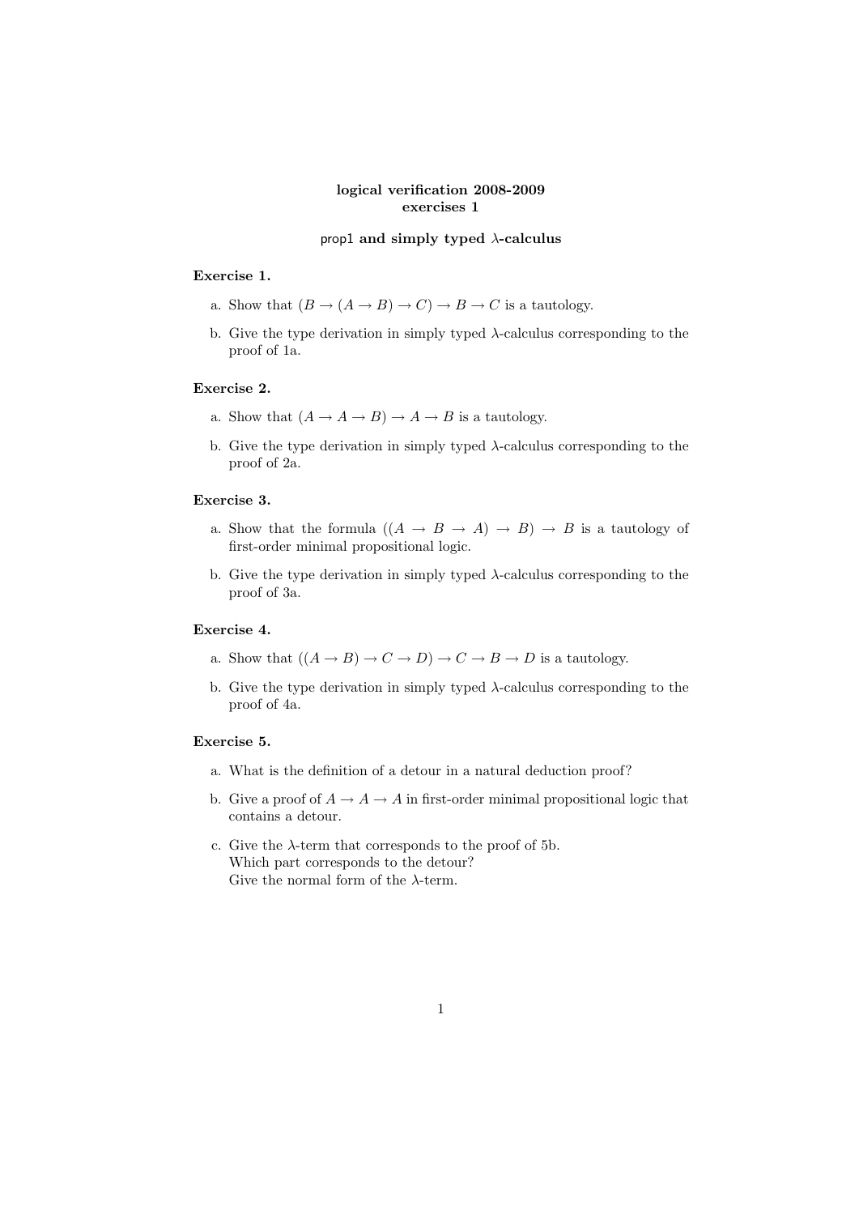**logical verification 2008-2009**
**exercises 1**

**prop1 and simply typed λ-calculus**

**Exercise 1.**

a. Show that $(B \to (A \to B) \to C) \to B \to C$ is a tautology.

b. Give the type derivation in simply typed λ-calculus corresponding to the proof of 1a.

**Exercise 2.**

a. Show that $(A \to A \to B) \to A \to B$ is a tautology.

b. Give the type derivation in simply typed λ-calculus corresponding to the proof of 2a.

**Exercise 3.**

a. Show that the formula $((A \to B \to A) \to B) \to B$ is a tautology of first-order minimal propositional logic.

b. Give the type derivation in simply typed λ-calculus corresponding to the proof of 3a.

**Exercise 4.**

a. Show that $((A \to B) \to C \to D) \to C \to B \to D$ is a tautology.

b. Give the type derivation in simply typed λ-calculus corresponding to the proof of 4a.

**Exercise 5.**

a. What is the definition of a detour in a natural deduction proof?

b. Give a proof of $A \to A \to A$ in first-order minimal propositional logic that contains a detour.

c. Give the λ-term that corresponds to the proof of 5b.
Which part corresponds to the detour?
Give the normal form of the λ-term.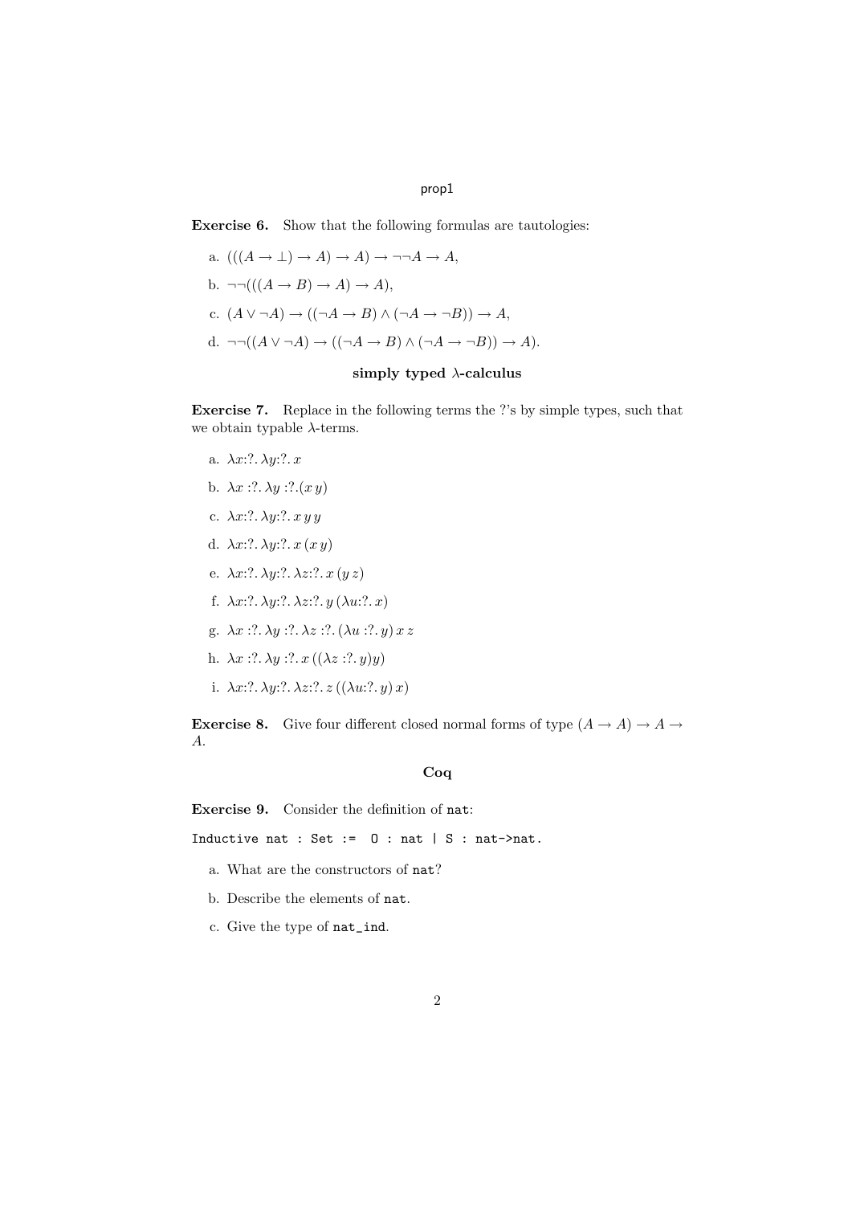**Exercise 6.** Show that the following formulas are tautologies:

a. $(((A \to \bot) \to A) \to A) \to \neg\neg A \to A$,

b. $\neg\neg(((A \to B) \to A) \to A)$,

c. $(A \vee \neg A) \to ((\neg A \to B) \wedge (\neg A \to \neg B)) \to A$,

d. $\neg\neg((A \vee \neg A) \to ((\neg A \to B) \wedge (\neg A \to \neg B)) \to A)$.

### simply typed λ-calculus

**Exercise 7.** Replace in the following terms the ?'s by simple types, such that we obtain typable λ-terms.

a. $\lambda x{:}?.\, \lambda y{:}?.\, x$

b. $\lambda x :?.\, \lambda y :?.(x\, y)$

c. $\lambda x{:}?.\, \lambda y{:}?.\, x\, y\, y$

d. $\lambda x{:}?.\, \lambda y{:}?.\, x\,(x\, y)$

e. $\lambda x{:}?.\, \lambda y{:}?.\, \lambda z{:}?.\, x\,(y\, z)$

f. $\lambda x{:}?.\, \lambda y{:}?.\, \lambda z{:}?.\, y\,(\lambda u{:}?.\, x)$

g. $\lambda x :?.\, \lambda y :?.\, \lambda z :?.\, (\lambda u :?.\, y)\, x\, z$

h. $\lambda x :?.\, \lambda y :?.\, x\,((\lambda z :?.\, y) y)$

i. $\lambda x{:}?.\, \lambda y{:}?.\, \lambda z{:}?.\, z\,((\lambda u{:}?.\, y)\, x)$

**Exercise 8.** Give four different closed normal forms of type $(A \to A) \to A \to A$.

### Coq

**Exercise 9.** Consider the definition of `nat`:

```
Inductive nat : Set :=  O : nat | S : nat->nat.
```

a. What are the constructors of `nat`?

b. Describe the elements of `nat`.

c. Give the type of `nat_ind`.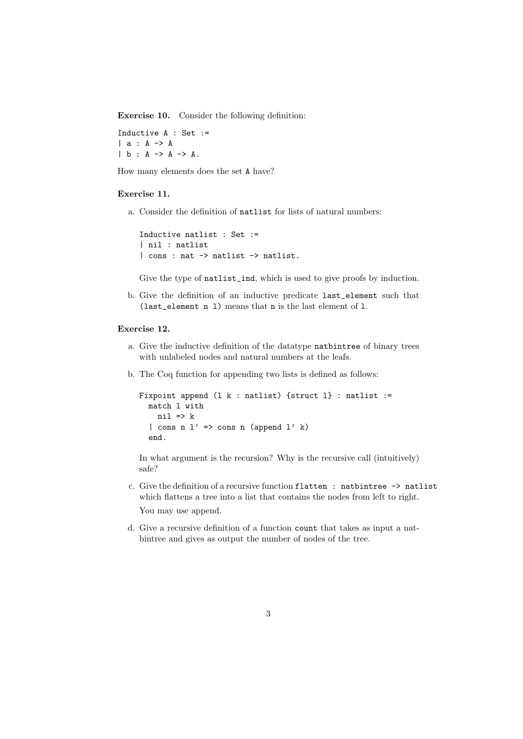**Exercise 10.** Consider the following definition:

```
Inductive A : Set :=
| a : A -> A
| b : A -> A -> A.
```

How many elements does the set A have?

**Exercise 11.**

a. Consider the definition of natlist for lists of natural numbers:

```
Inductive natlist : Set :=
| nil : natlist
| cons : nat -> natlist -> natlist.
```

Give the type of natlist_ind, which is used to give proofs by induction.

b. Give the definition of an inductive predicate last_element such that (last_element n l) means that n is the last element of l.

**Exercise 12.**

a. Give the inductive definition of the datatype natbintree of binary trees with unlabeled nodes and natural numbers at the leafs.

b. The Coq function for appending two lists is defined as follows:

```
Fixpoint append (l k : natlist) {struct l} : natlist :=
  match l with
    nil => k
  | cons n l' => cons n (append l' k)
  end.
```

In what argument is the recursion? Why is the recursive call (intuitively) safe?

c. Give the definition of a recursive function flatten : natbintree -> natlist which flattens a tree into a list that contains the nodes from left to right.

You may use append.

d. Give a recursive definition of a function count that takes as input a natbintree and gives as output the number of nodes of the tree.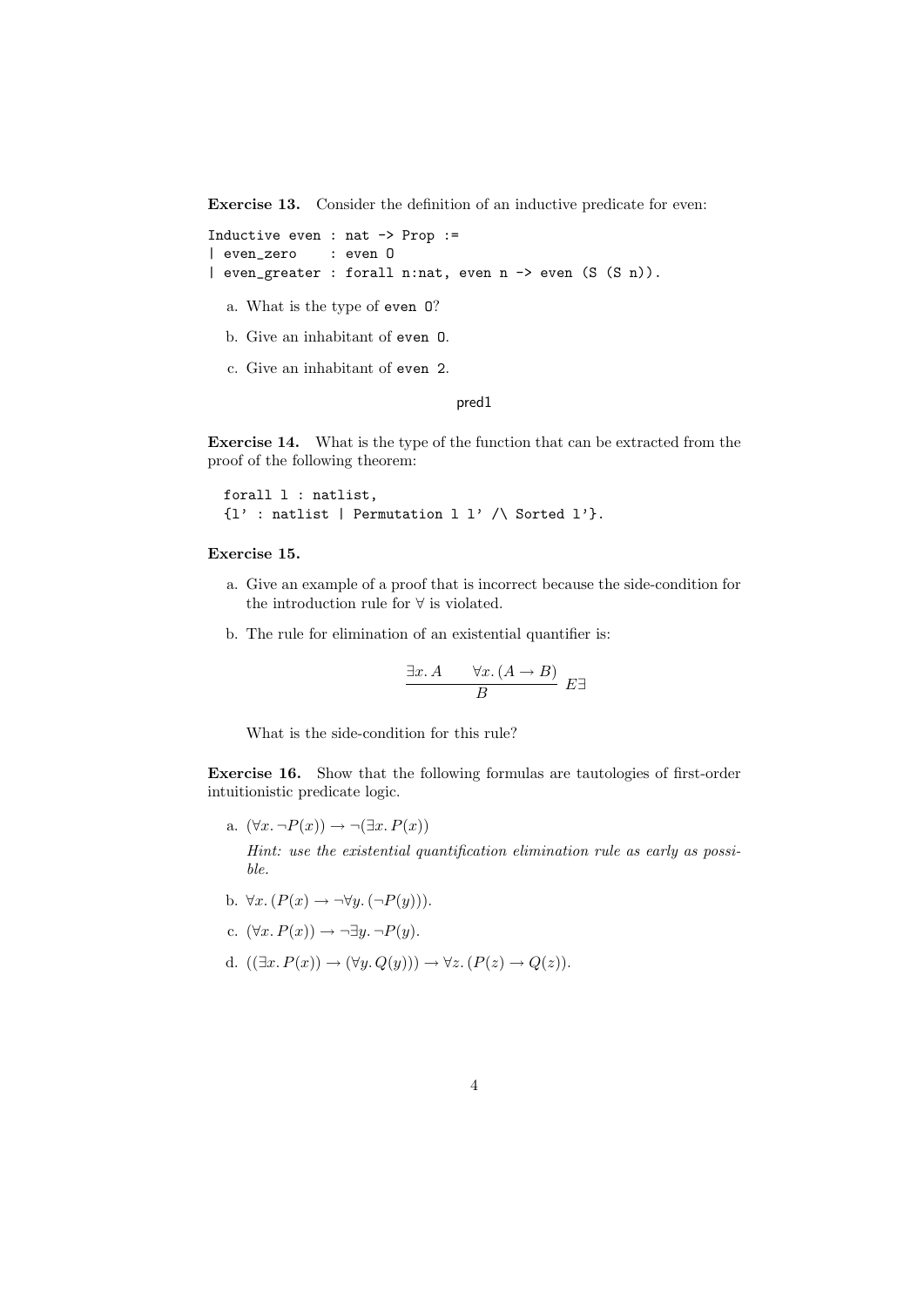**Exercise 13.** Consider the definition of an inductive predicate for even:

```
Inductive even : nat -> Prop :=
| even_zero    : even O
| even_greater : forall n:nat, even n -> even (S (S n)).
```

a. What is the type of `even O`?

b. Give an inhabitant of `even O`.

c. Give an inhabitant of `even 2`.

pred1

**Exercise 14.** What is the type of the function that can be extracted from the proof of the following theorem:

```
forall l : natlist,
{l' : natlist | Permutation l l' /\ Sorted l'}.
```

**Exercise 15.**

a. Give an example of a proof that is incorrect because the side-condition for the introduction rule for $\forall$ is violated.

b. The rule for elimination of an existential quantifier is:

$$\frac{\exists x.\, A \qquad \forall x.\, (A \to B)}{B}\; E\exists$$

What is the side-condition for this rule?

**Exercise 16.** Show that the following formulas are tautologies of first-order intuitionistic predicate logic.

a. $(\forall x.\, \neg P(x)) \to \neg(\exists x.\, P(x))$

*Hint: use the existential quantification elimination rule as early as possible.*

b. $\forall x.\, (P(x) \to \neg\forall y.\, (\neg P(y)))$.

c. $(\forall x.\, P(x)) \to \neg\exists y.\, \neg P(y)$.

d. $((\exists x.\, P(x)) \to (\forall y.\, Q(y))) \to \forall z.\, (P(z) \to Q(z))$.